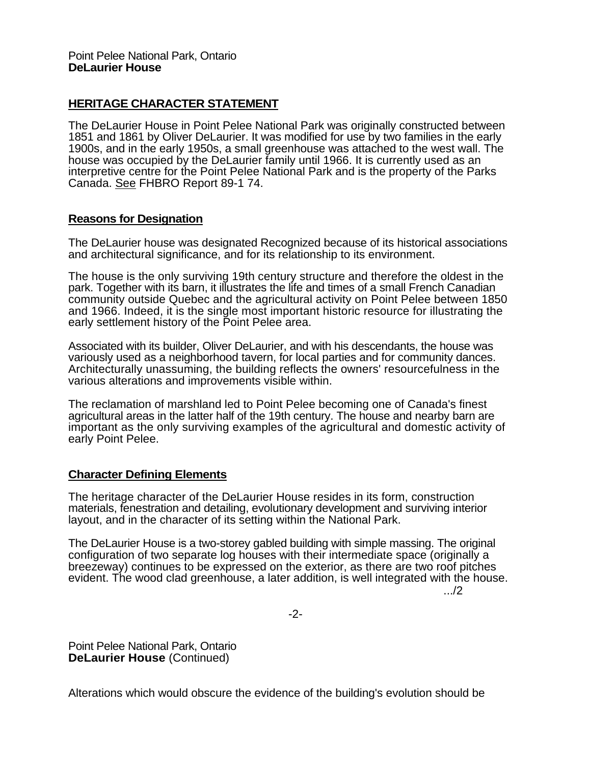Point Pelee National Park, Ontario
**DeLaurier House**

## HERITAGE CHARACTER STATEMENT

The DeLaurier House in Point Pelee National Park was originally constructed between 1851 and 1861 by Oliver DeLaurier. It was modified for use by two families in the early 1900s, and in the early 1950s, a small greenhouse was attached to the west wall. The house was occupied by the DeLaurier family until 1966. It is currently used as an interpretive centre for the Point Pelee National Park and is the property of the Parks Canada. See FHBRO Report 89-1 74.

### Reasons for Designation

The DeLaurier house was designated Recognized because of its historical associations and architectural significance, and for its relationship to its environment.

The house is the only surviving 19th century structure and therefore the oldest in the park. Together with its barn, it illustrates the life and times of a small French Canadian community outside Quebec and the agricultural activity on Point Pelee between 1850 and 1966. Indeed, it is the single most important historic resource for illustrating the early settlement history of the Point Pelee area.

Associated with its builder, Oliver DeLaurier, and with his descendants, the house was variously used as a neighborhood tavern, for local parties and for community dances. Architecturally unassuming, the building reflects the owners' resourcefulness in the various alterations and improvements visible within.

The reclamation of marshland led to Point Pelee becoming one of Canada's finest agricultural areas in the latter half of the 19th century. The house and nearby barn are important as the only surviving examples of the agricultural and domestic activity of early Point Pelee.

### Character Defining Elements

The heritage character of the DeLaurier House resides in its form, construction materials, fenestration and detailing, evolutionary development and surviving interior layout, and in the character of its setting within the National Park.

The DeLaurier House is a two-storey gabled building with simple massing. The original configuration of two separate log houses with their intermediate space (originally a breezeway) continues to be expressed on the exterior, as there are two roof pitches evident. The wood clad greenhouse, a later addition, is well integrated with the house.

.../2

Point Pelee National Park, Ontario
**DeLaurier House** (Continued)

Alterations which would obscure the evidence of the building's evolution should be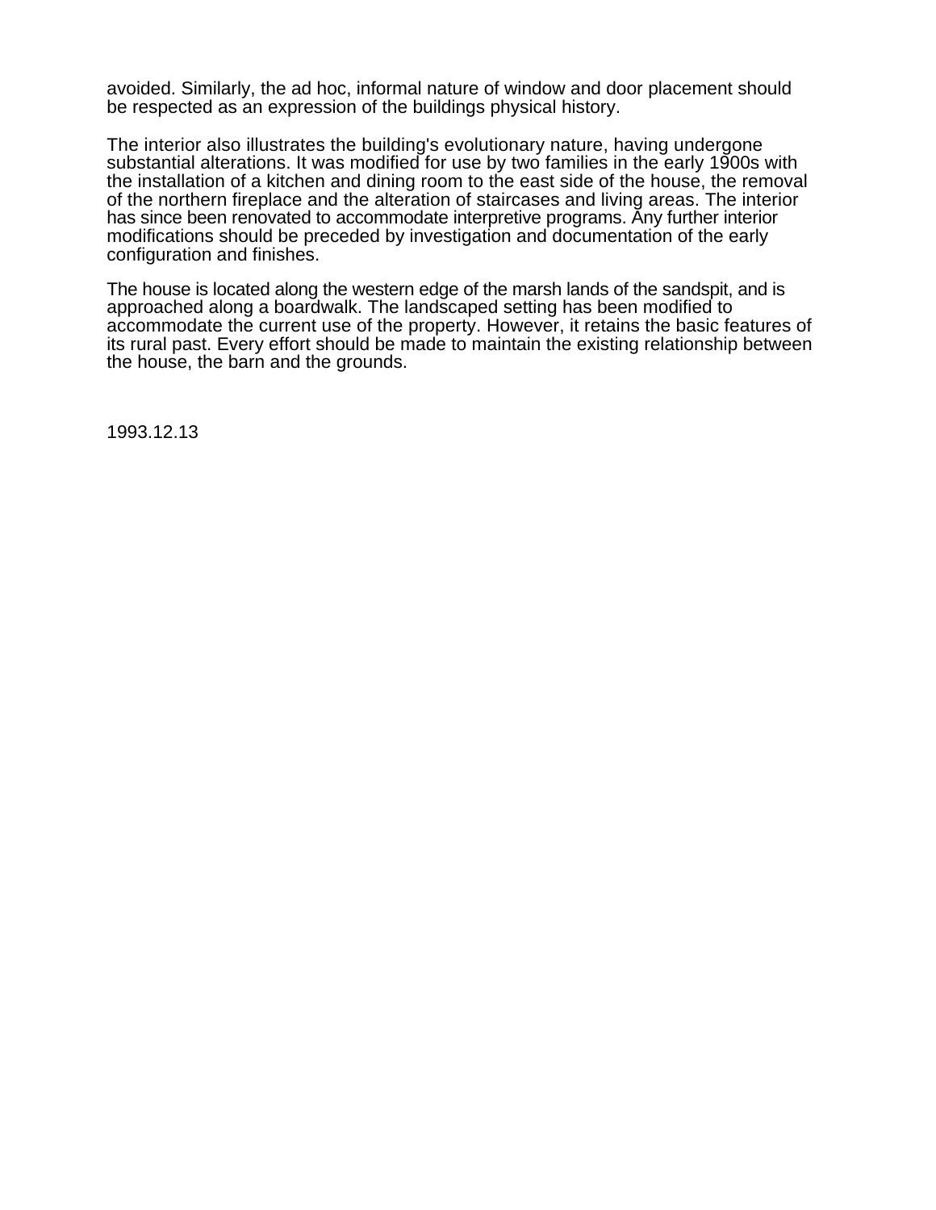avoided. Similarly, the ad hoc, informal nature of window and door placement should be respected as an expression of the buildings physical history.

The interior also illustrates the building's evolutionary nature, having undergone substantial alterations. It was modified for use by two families in the early 1900s with the installation of a kitchen and dining room to the east side of the house, the removal of the northern fireplace and the alteration of staircases and living areas. The interior has since been renovated to accommodate interpretive programs. Any further interior modifications should be preceded by investigation and documentation of the early configuration and finishes.

The house is located along the western edge of the marsh lands of the sandspit, and is approached along a boardwalk. The landscaped setting has been modified to accommodate the current use of the property. However, it retains the basic features of its rural past. Every effort should be made to maintain the existing relationship between the house, the barn and the grounds.

1993.12.13